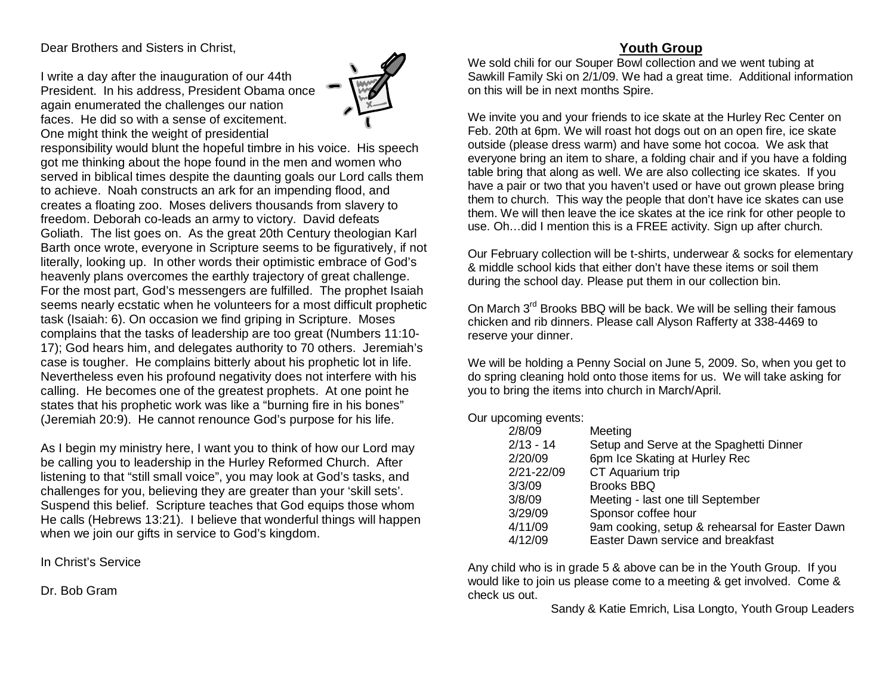Dear Brothers and Sisters in Christ,

I write a day after the inauguration of our 44th President. In his address, President Obama once again enumerated the challenges our nation faces. He did so with a sense of excitement. One might think the weight of presidential responsibility would blunt the hopeful timbre in his voice. His speech got me thinking about the hope found in the men and women who served in biblical times despite the daunting goals our Lord calls them to achieve. Noah constructs an ark for an impending flood, and creates a floating zoo. Moses delivers thousands from slavery to freedom. Deborah co-leads an army to victory. David defeats Goliath. The list goes on. As the great 20th Century theologian Karl Barth once wrote, everyone in Scripture seems to be figuratively, if not literally, looking up. In other words their optimistic embrace of God's heavenly plans overcomes the earthly trajectory of great challenge. For the most part, God's messengers are fulfilled. The prophet Isaiah seems nearly ecstatic when he volunteers for a most difficult prophetic task (Isaiah: 6). On occasion we find griping in Scripture. Moses complains that the tasks of leadership are too great (Numbers 11:10-17); God hears him, and delegates authority to 70 others. Jeremiah's case is tougher. He complains bitterly about his prophetic lot in life. Nevertheless even his profound negativity does not interfere with his calling. He becomes one of the greatest prophets. At one point he states that his prophetic work was like a "burning fire in his bones" (Jeremiah 20:9). He cannot renounce God's purpose for his life.

As I begin my ministry here, I want you to think of how our Lord may be calling you to leadership in the Hurley Reformed Church. After listening to that "still small voice", you may look at God's tasks, and challenges for you, believing they are greater than your 'skill sets'. Suspend this belief. Scripture teaches that God equips those whom He calls (Hebrews 13:21). I believe that wonderful things will happen when we join our gifts in service to God's kingdom.

In Christ's Service

Dr. Bob Gram

## Youth Group

We sold chili for our Souper Bowl collection and we went tubing at Sawkill Family Ski on 2/1/09. We had a great time. Additional information on this will be in next months Spire.

We invite you and your friends to ice skate at the Hurley Rec Center on Feb. 20th at 6pm. We will roast hot dogs out on an open fire, ice skate outside (please dress warm) and have some hot cocoa. We ask that everyone bring an item to share, a folding chair and if you have a folding table bring that along as well. We are also collecting ice skates. If you have a pair or two that you haven't used or have out grown please bring them to church. This way the people that don't have ice skates can use them. We will then leave the ice skates at the ice rink for other people to use. Oh…did I mention this is a FREE activity. Sign up after church.

Our February collection will be t-shirts, underwear & socks for elementary & middle school kids that either don't have these items or soil them during the school day. Please put them in our collection bin.

On March 3rd Brooks BBQ will be back. We will be selling their famous chicken and rib dinners. Please call Alyson Rafferty at 338-4469 to reserve your dinner.

We will be holding a Penny Social on June 5, 2009. So, when you get to do spring cleaning hold onto those items for us. We will take asking for you to bring the items into church in March/April.

Our upcoming events:

| | |
|---|---|
| 2/8/09 | Meeting |
| 2/13 - 14 | Setup and Serve at the Spaghetti Dinner |
| 2/20/09 | 6pm Ice Skating at Hurley Rec |
| 2/21-22/09 | CT Aquarium trip |
| 3/3/09 | Brooks BBQ |
| 3/8/09 | Meeting - last one till September |
| 3/29/09 | Sponsor coffee hour |
| 4/11/09 | 9am cooking, setup & rehearsal for Easter Dawn |
| 4/12/09 | Easter Dawn service and breakfast |

Any child who is in grade 5 & above can be in the Youth Group. If you would like to join us please come to a meeting & get involved. Come & check us out.

Sandy & Katie Emrich, Lisa Longto, Youth Group Leaders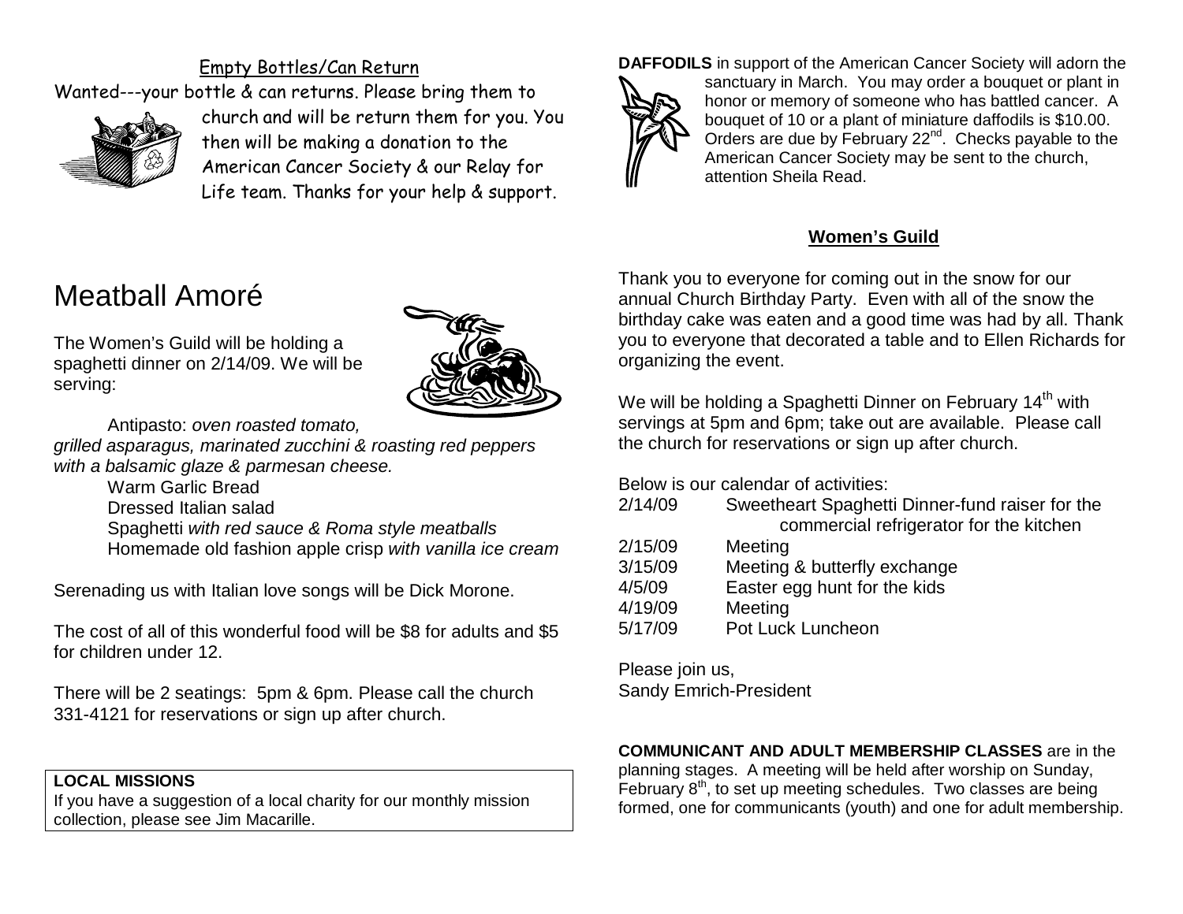## Empty Bottles/Can Return

Wanted---your bottle & can returns. Please bring them to church and will be return them for you. You then will be making a donation to the American Cancer Society & our Relay for Life team. Thanks for your help & support.

# Meatball Amoré

The Women's Guild will be holding a spaghetti dinner on 2/14/09. We will be serving:

Antipasto: *oven roasted tomato, grilled asparagus, marinated zucchini & roasting red peppers with a balsamic glaze & parmesan cheese.*
Warm Garlic Bread
Dressed Italian salad
Spaghetti *with red sauce & Roma style meatballs*
Homemade old fashion apple crisp *with vanilla ice cream*

Serenading us with Italian love songs will be Dick Morone.

The cost of all of this wonderful food will be $8 for adults and $5 for children under 12.

There will be 2 seatings: 5pm & 6pm. Please call the church 331-4121 for reservations or sign up after church.

**LOCAL MISSIONS**
If you have a suggestion of a local charity for our monthly mission collection, please see Jim Macarille.

**DAFFODILS** in support of the American Cancer Society will adorn the sanctuary in March. You may order a bouquet or plant in honor or memory of someone who has battled cancer. A bouquet of 10 or a plant of miniature daffodils is $10.00. Orders are due by February 22nd. Checks payable to the American Cancer Society may be sent to the church, attention Sheila Read.

## Women's Guild

Thank you to everyone for coming out in the snow for our annual Church Birthday Party. Even with all of the snow the birthday cake was eaten and a good time was had by all. Thank you to everyone that decorated a table and to Ellen Richards for organizing the event.

We will be holding a Spaghetti Dinner on February 14th with servings at 5pm and 6pm; take out are available. Please call the church for reservations or sign up after church.

Below is our calendar of activities:

| | |
|---|---|
| 2/14/09 | Sweetheart Spaghetti Dinner-fund raiser for the commercial refrigerator for the kitchen |
| 2/15/09 | Meeting |
| 3/15/09 | Meeting & butterfly exchange |
| 4/5/09 | Easter egg hunt for the kids |
| 4/19/09 | Meeting |
| 5/17/09 | Pot Luck Luncheon |

Please join us,
Sandy Emrich-President

**COMMUNICANT AND ADULT MEMBERSHIP CLASSES** are in the planning stages. A meeting will be held after worship on Sunday, February 8th, to set up meeting schedules. Two classes are being formed, one for communicants (youth) and one for adult membership.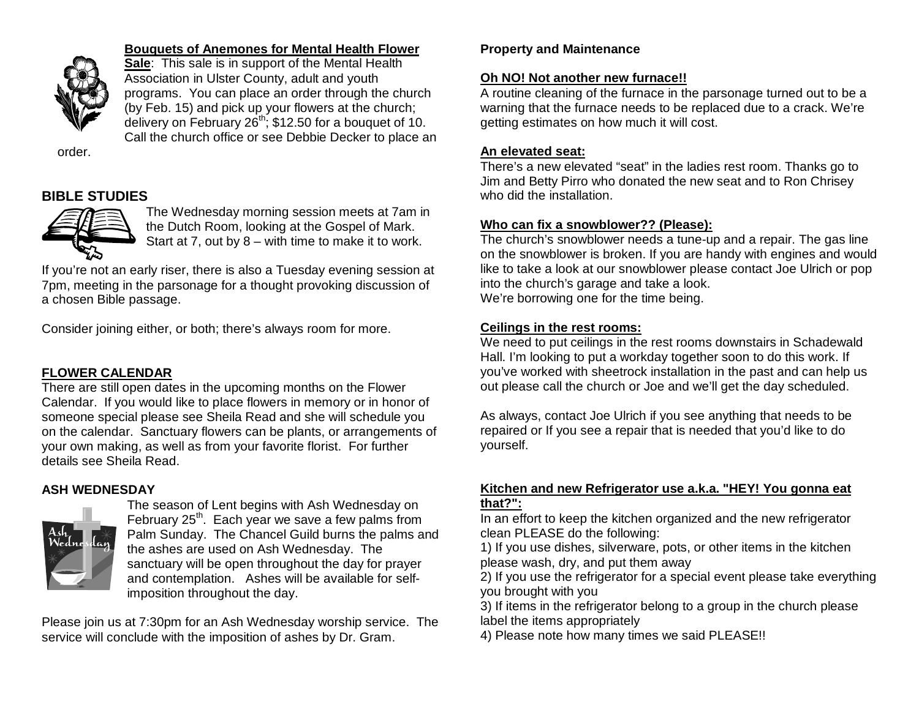**Bouquets of Anemones for Mental Health Flower Sale**: This sale is in support of the Mental Health Association in Ulster County, adult and youth programs. You can place an order through the church (by Feb. 15) and pick up your flowers at the church; delivery on February 26th; $12.50 for a bouquet of 10. Call the church office or see Debbie Decker to place an order.

## BIBLE STUDIES

The Wednesday morning session meets at 7am in the Dutch Room, looking at the Gospel of Mark. Start at 7, out by 8 – with time to make it to work.

If you're not an early riser, there is also a Tuesday evening session at 7pm, meeting in the parsonage for a thought provoking discussion of a chosen Bible passage.

Consider joining either, or both; there's always room for more.

## FLOWER CALENDAR

There are still open dates in the upcoming months on the Flower Calendar. If you would like to place flowers in memory or in honor of someone special please see Sheila Read and she will schedule you on the calendar. Sanctuary flowers can be plants, or arrangements of your own making, as well as from your favorite florist. For further details see Sheila Read.

## ASH WEDNESDAY

The season of Lent begins with Ash Wednesday on February 25th. Each year we save a few palms from Palm Sunday. The Chancel Guild burns the palms and the ashes are used on Ash Wednesday. The sanctuary will be open throughout the day for prayer and contemplation. Ashes will be available for self-imposition throughout the day.

Please join us at 7:30pm for an Ash Wednesday worship service. The service will conclude with the imposition of ashes by Dr. Gram.

## Property and Maintenance

**Oh NO! Not another new furnace!!**

A routine cleaning of the furnace in the parsonage turned out to be a warning that the furnace needs to be replaced due to a crack. We're getting estimates on how much it will cost.

**An elevated seat:**

There's a new elevated "seat" in the ladies rest room. Thanks go to Jim and Betty Pirro who donated the new seat and to Ron Chrisey who did the installation.

**Who can fix a snowblower?? (Please):**

The church's snowblower needs a tune-up and a repair. The gas line on the snowblower is broken. If you are handy with engines and would like to take a look at our snowblower please contact Joe Ulrich or pop into the church's garage and take a look.
We're borrowing one for the time being.

**Ceilings in the rest rooms:**

We need to put ceilings in the rest rooms downstairs in Schadewald Hall. I'm looking to put a workday together soon to do this work. If you've worked with sheetrock installation in the past and can help us out please call the church or Joe and we'll get the day scheduled.

As always, contact Joe Ulrich if you see anything that needs to be repaired or If you see a repair that is needed that you'd like to do yourself.

**Kitchen and new Refrigerator use a.k.a. "HEY! You gonna eat that?":**

In an effort to keep the kitchen organized and the new refrigerator clean PLEASE do the following:

1) If you use dishes, silverware, pots, or other items in the kitchen please wash, dry, and put them away
2) If you use the refrigerator for a special event please take everything you brought with you
3) If items in the refrigerator belong to a group in the church please label the items appropriately
4) Please note how many times we said PLEASE!!